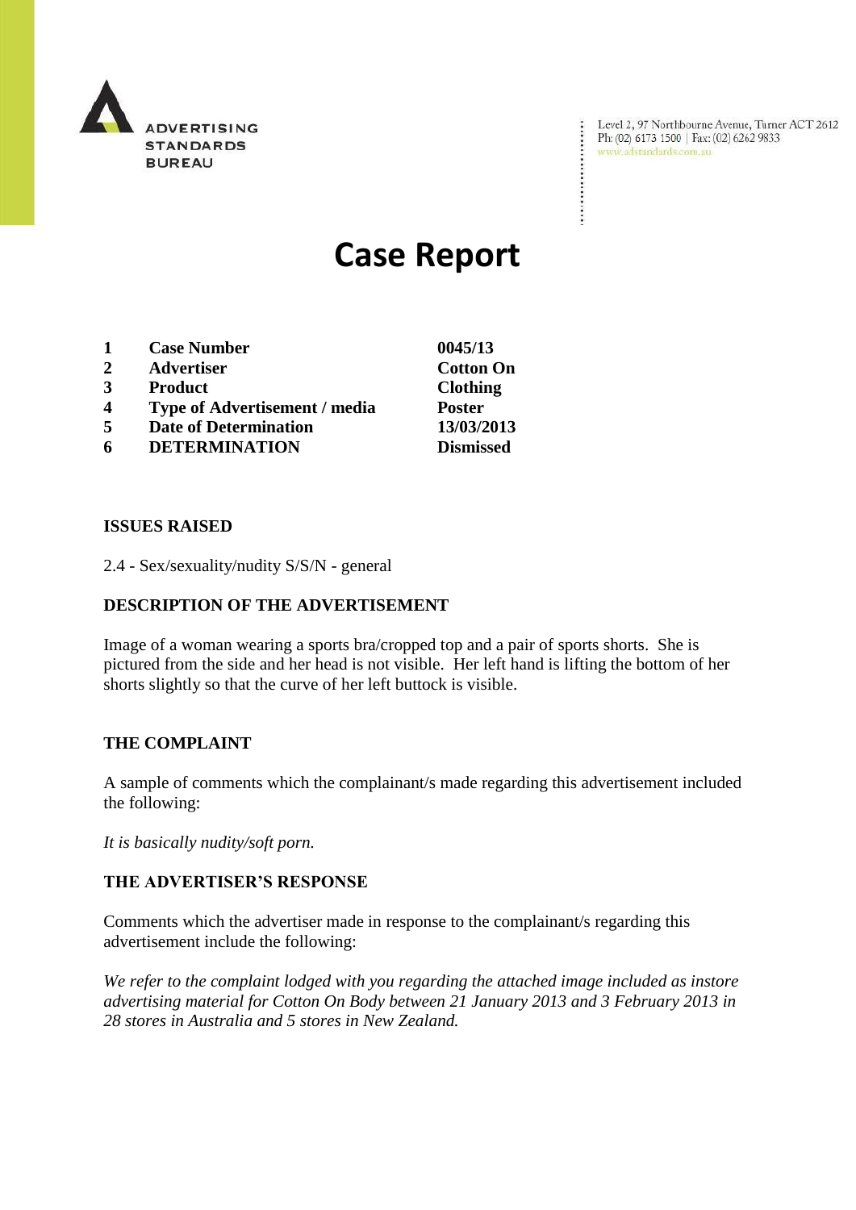ADVERTISING STANDARDS BUREAU

Level 2, 97 Northbourne Avenue, Turner ACT 2612
Ph: (02) 6173 1500 | Fax: (02) 6262 9833
www.adstandards.com.au

# Case Report

| | | |
|---|---|---|
| **1** | **Case Number** | **0045/13** |
| **2** | **Advertiser** | **Cotton On** |
| **3** | **Product** | **Clothing** |
| **4** | **Type of Advertisement / media** | **Poster** |
| **5** | **Date of Determination** | **13/03/2013** |
| **6** | **DETERMINATION** | **Dismissed** |

**ISSUES RAISED**

2.4 - Sex/sexuality/nudity S/S/N - general

**DESCRIPTION OF THE ADVERTISEMENT**

Image of a woman wearing a sports bra/cropped top and a pair of sports shorts. She is pictured from the side and her head is not visible. Her left hand is lifting the bottom of her shorts slightly so that the curve of her left buttock is visible.

**THE COMPLAINT**

A sample of comments which the complainant/s made regarding this advertisement included the following:

*It is basically nudity/soft porn.*

**THE ADVERTISER'S RESPONSE**

Comments which the advertiser made in response to the complainant/s regarding this advertisement include the following:

*We refer to the complaint lodged with you regarding the attached image included as instore advertising material for Cotton On Body between 21 January 2013 and 3 February 2013 in 28 stores in Australia and 5 stores in New Zealand.*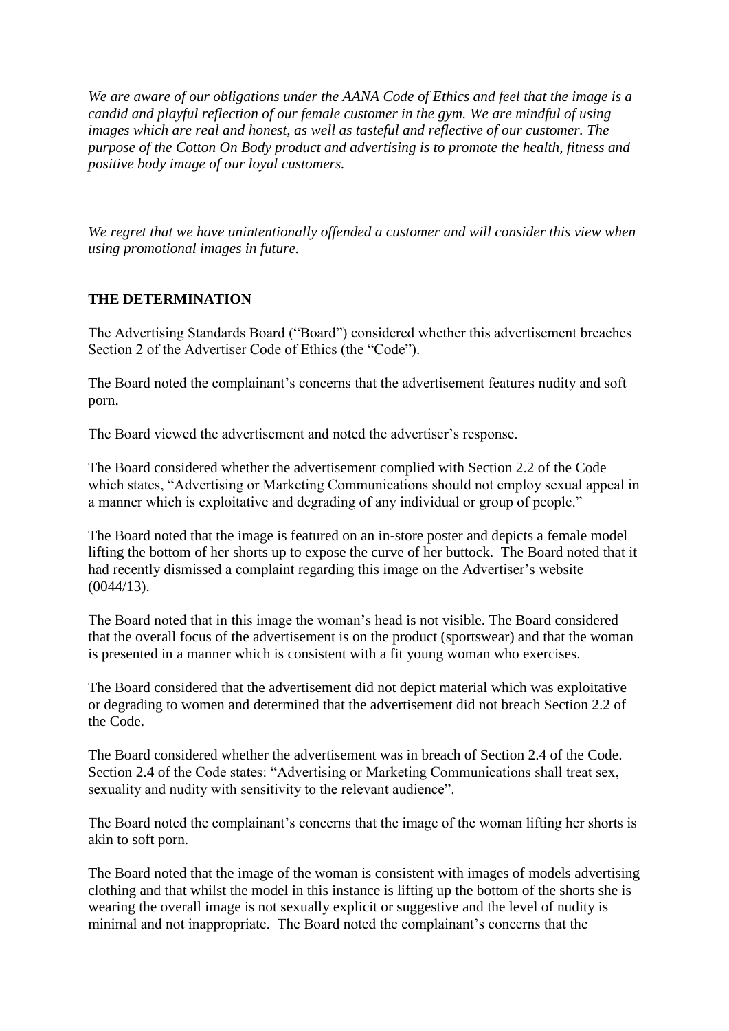*We are aware of our obligations under the AANA Code of Ethics and feel that the image is a candid and playful reflection of our female customer in the gym. We are mindful of using images which are real and honest, as well as tasteful and reflective of our customer. The purpose of the Cotton On Body product and advertising is to promote the health, fitness and positive body image of our loyal customers.*

*We regret that we have unintentionally offended a customer and will consider this view when using promotional images in future.*

## THE DETERMINATION

The Advertising Standards Board ("Board") considered whether this advertisement breaches Section 2 of the Advertiser Code of Ethics (the "Code").

The Board noted the complainant's concerns that the advertisement features nudity and soft porn.

The Board viewed the advertisement and noted the advertiser's response.

The Board considered whether the advertisement complied with Section 2.2 of the Code which states, "Advertising or Marketing Communications should not employ sexual appeal in a manner which is exploitative and degrading of any individual or group of people."

The Board noted that the image is featured on an in-store poster and depicts a female model lifting the bottom of her shorts up to expose the curve of her buttock. The Board noted that it had recently dismissed a complaint regarding this image on the Advertiser's website (0044/13).

The Board noted that in this image the woman's head is not visible. The Board considered that the overall focus of the advertisement is on the product (sportswear) and that the woman is presented in a manner which is consistent with a fit young woman who exercises.

The Board considered that the advertisement did not depict material which was exploitative or degrading to women and determined that the advertisement did not breach Section 2.2 of the Code.

The Board considered whether the advertisement was in breach of Section 2.4 of the Code. Section 2.4 of the Code states: "Advertising or Marketing Communications shall treat sex, sexuality and nudity with sensitivity to the relevant audience".

The Board noted the complainant's concerns that the image of the woman lifting her shorts is akin to soft porn.

The Board noted that the image of the woman is consistent with images of models advertising clothing and that whilst the model in this instance is lifting up the bottom of the shorts she is wearing the overall image is not sexually explicit or suggestive and the level of nudity is minimal and not inappropriate. The Board noted the complainant's concerns that the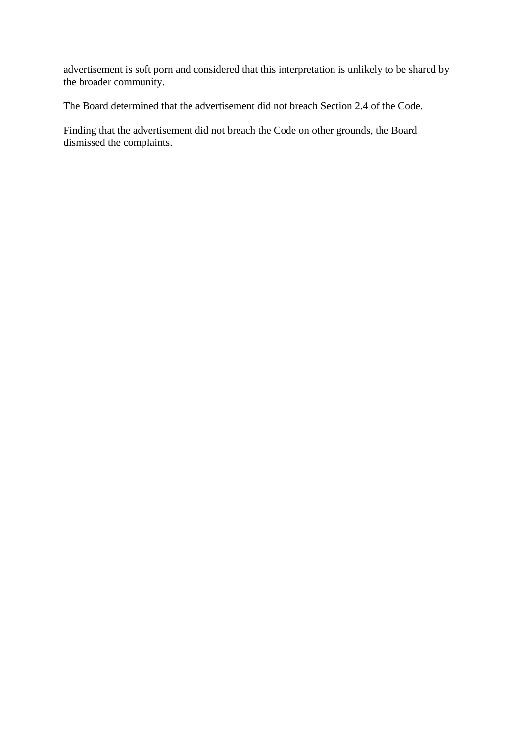advertisement is soft porn and considered that this interpretation is unlikely to be shared by the broader community.

The Board determined that the advertisement did not breach Section 2.4 of the Code.

Finding that the advertisement did not breach the Code on other grounds, the Board dismissed the complaints.